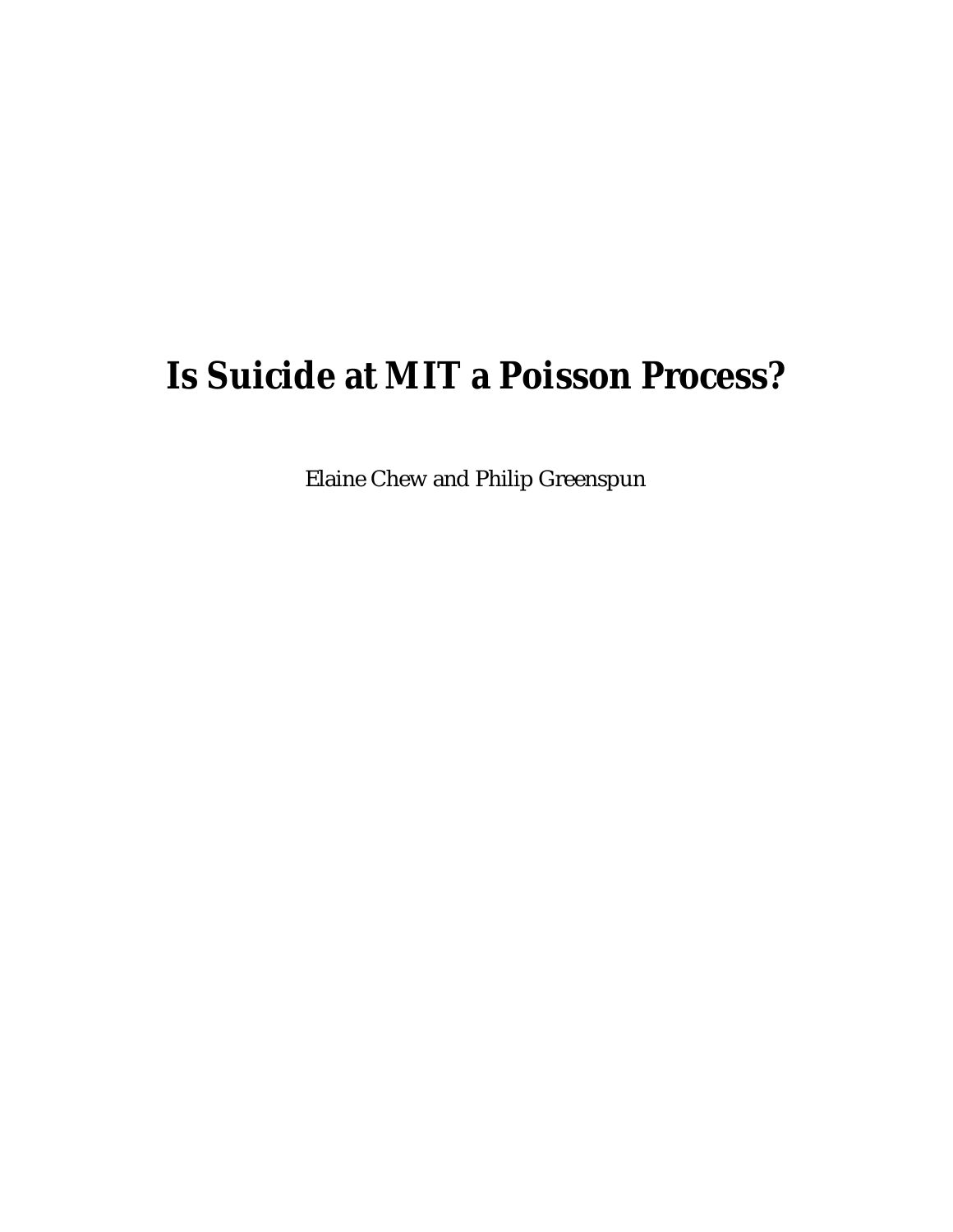# Is Suicide at MIT a Poisson Process?

Elaine Chew and Philip Greenspun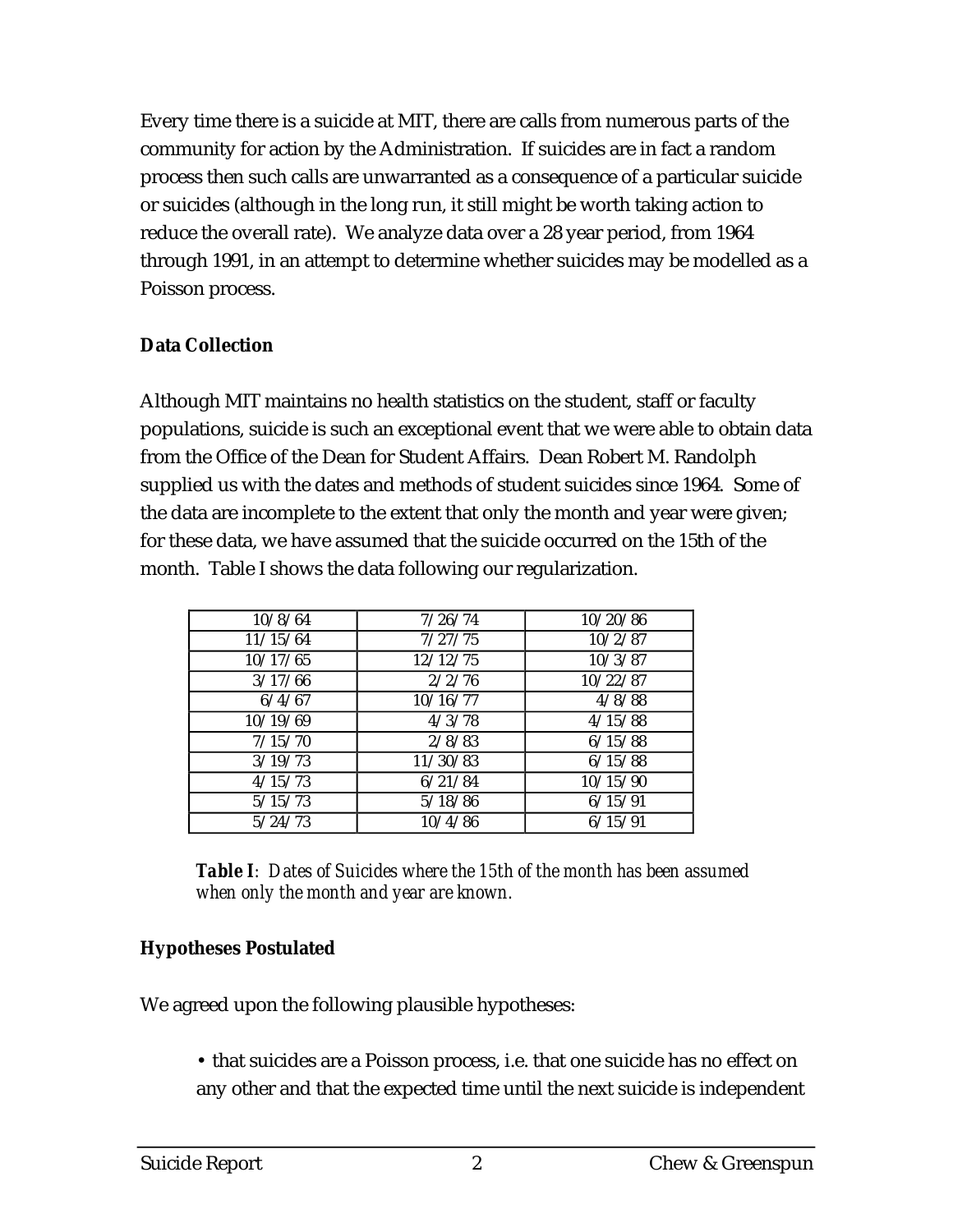Every time there is a suicide at MIT, there are calls from numerous parts of the community for action by the Administration. If suicides are in fact a random process then such calls are unwarranted as a consequence of a particular suicide or suicides (although in the long run, it still might be worth taking action to reduce the overall rate). We analyze data over a 28 year period, from 1964 through 1991, in an attempt to determine whether suicides may be modelled as a Poisson process.

**Data Collection**

Although MIT maintains no health statistics on the student, staff or faculty populations, suicide is such an exceptional event that we were able to obtain data from the Office of the Dean for Student Affairs. Dean Robert M. Randolph supplied us with the dates and methods of student suicides since 1964. Some of the data are incomplete to the extent that only the month and year were given; for these data, we have assumed that the suicide occurred on the 15th of the month. Table I shows the data following our regularization.

| | | |
|---|---|---|
| 10/8/64 | 7/26/74 | 10/20/86 |
| 11/15/64 | 7/27/75 | 10/2/87 |
| 10/17/65 | 12/12/75 | 10/3/87 |
| 3/17/66 | 2/2/76 | 10/22/87 |
| 6/4/67 | 10/16/77 | 4/8/88 |
| 10/19/69 | 4/3/78 | 4/15/88 |
| 7/15/70 | 2/8/83 | 6/15/88 |
| 3/19/73 | 11/30/83 | 6/15/88 |
| 4/15/73 | 6/21/84 | 10/15/90 |
| 5/15/73 | 5/18/86 | 6/15/91 |
| 5/24/73 | 10/4/86 | 6/15/91 |

***Table I***: *Dates of Suicides where the 15th of the month has been assumed when only the month and year are known.*

**Hypotheses Postulated**

We agreed upon the following plausible hypotheses:

- that suicides are a Poisson process, i.e. that one suicide has no effect on any other and that the expected time until the next suicide is independent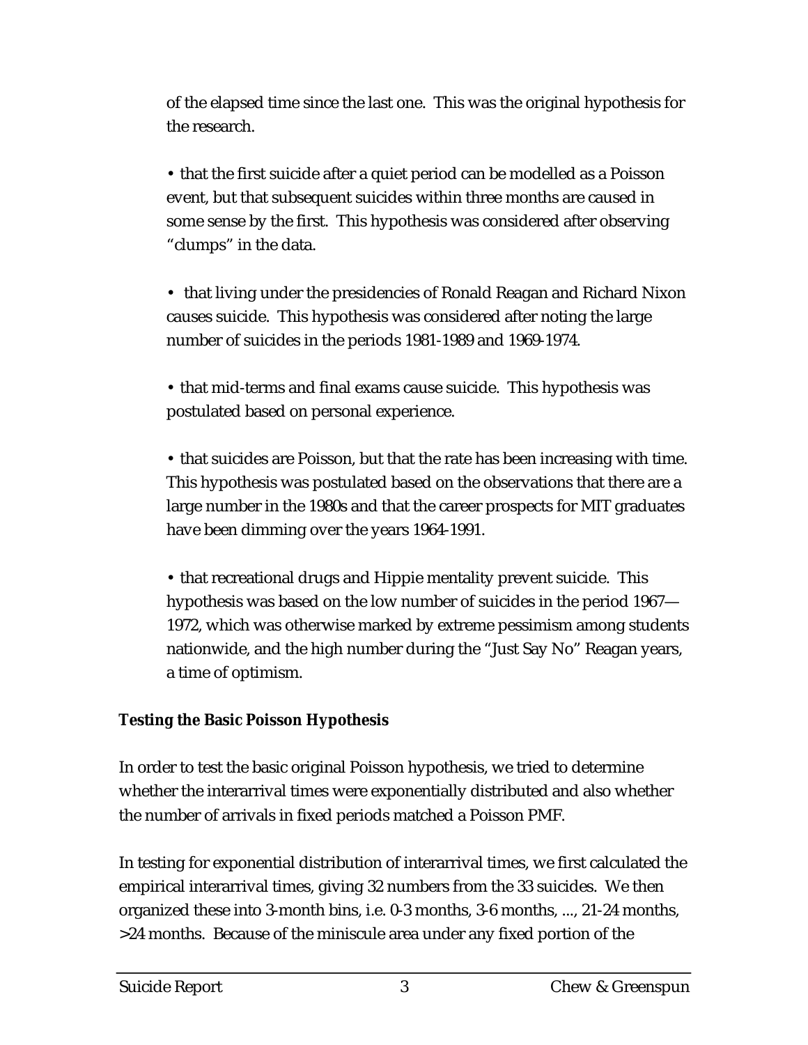of the elapsed time since the last one. This was the original hypothesis for the research.

• that the first suicide after a quiet period can be modelled as a Poisson event, but that subsequent suicides within three months are caused in some sense by the first. This hypothesis was considered after observing "clumps" in the data.

• that living under the presidencies of Ronald Reagan and Richard Nixon causes suicide. This hypothesis was considered after noting the large number of suicides in the periods 1981-1989 and 1969-1974.

• that mid-terms and final exams cause suicide. This hypothesis was postulated based on personal experience.

• that suicides are Poisson, but that the rate has been increasing with time. This hypothesis was postulated based on the observations that there are a large number in the 1980s and that the career prospects for MIT graduates have been dimming over the years 1964-1991.

• that recreational drugs and Hippie mentality prevent suicide. This hypothesis was based on the low number of suicides in the period 1967—1972, which was otherwise marked by extreme pessimism among students nationwide, and the high number during the "Just Say No" Reagan years, a time of optimism.

**Testing the Basic Poisson Hypothesis**

In order to test the basic original Poisson hypothesis, we tried to determine whether the interarrival times were exponentially distributed and also whether the number of arrivals in fixed periods matched a Poisson PMF.

In testing for exponential distribution of interarrival times, we first calculated the empirical interarrival times, giving 32 numbers from the 33 suicides. We then organized these into 3-month bins, i.e. 0-3 months, 3-6 months, ..., 21-24 months, >24 months. Because of the miniscule area under any fixed portion of the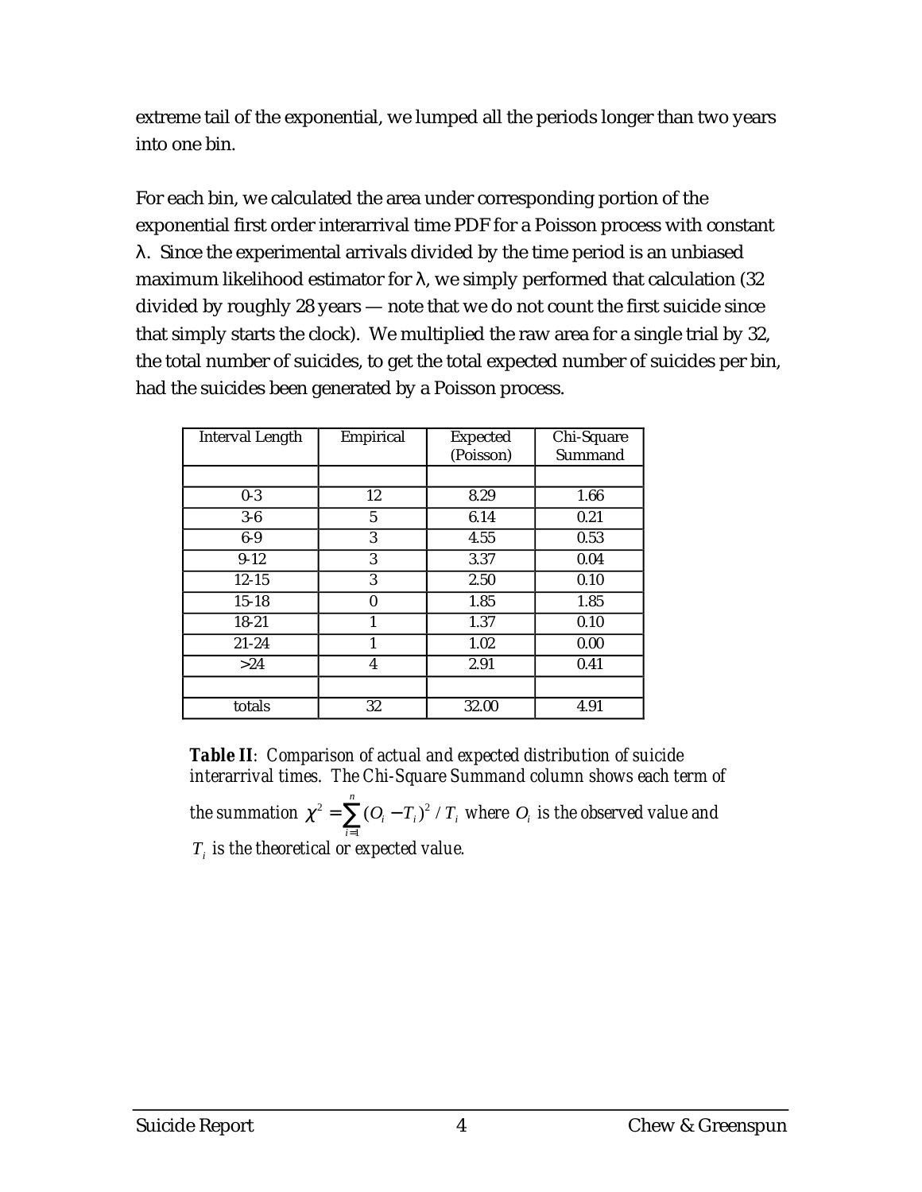extreme tail of the exponential, we lumped all the periods longer than two years into one bin.

For each bin, we calculated the area under corresponding portion of the exponential first order interarrival time PDF for a Poisson process with constant $\lambda$. Since the experimental arrivals divided by the time period is an unbiased maximum likelihood estimator for $\lambda$, we simply performed that calculation (32 divided by roughly 28 years — note that we do not count the first suicide since that simply starts the clock). We multiplied the raw area for a single trial by 32, the total number of suicides, to get the total expected number of suicides per bin, had the suicides been generated by a Poisson process.

| Interval Length | Empirical | Expected (Poisson) | Chi-Square Summand |
|---|---|---|---|
| | | | |
| 0-3 | 12 | 8.29 | 1.66 |
| 3-6 | 5 | 6.14 | 0.21 |
| 6-9 | 3 | 4.55 | 0.53 |
| 9-12 | 3 | 3.37 | 0.04 |
| 12-15 | 3 | 2.50 | 0.10 |
| 15-18 | 0 | 1.85 | 1.85 |
| 18-21 | 1 | 1.37 | 0.10 |
| 21-24 | 1 | 1.02 | 0.00 |
| >24 | 4 | 2.91 | 0.41 |
| | | | |
| totals | 32 | 32.00 | 4.91 |

***Table II***: *Comparison of actual and expected distribution of suicide interarrival times. The Chi-Square Summand column shows each term of the summation* $\chi^2 = \sum_{i=1}^{n} (O_i - T_i)^2 / T_i$ *where* $O_i$ *is the observed value and* $T_i$ *is the theoretical or expected value.*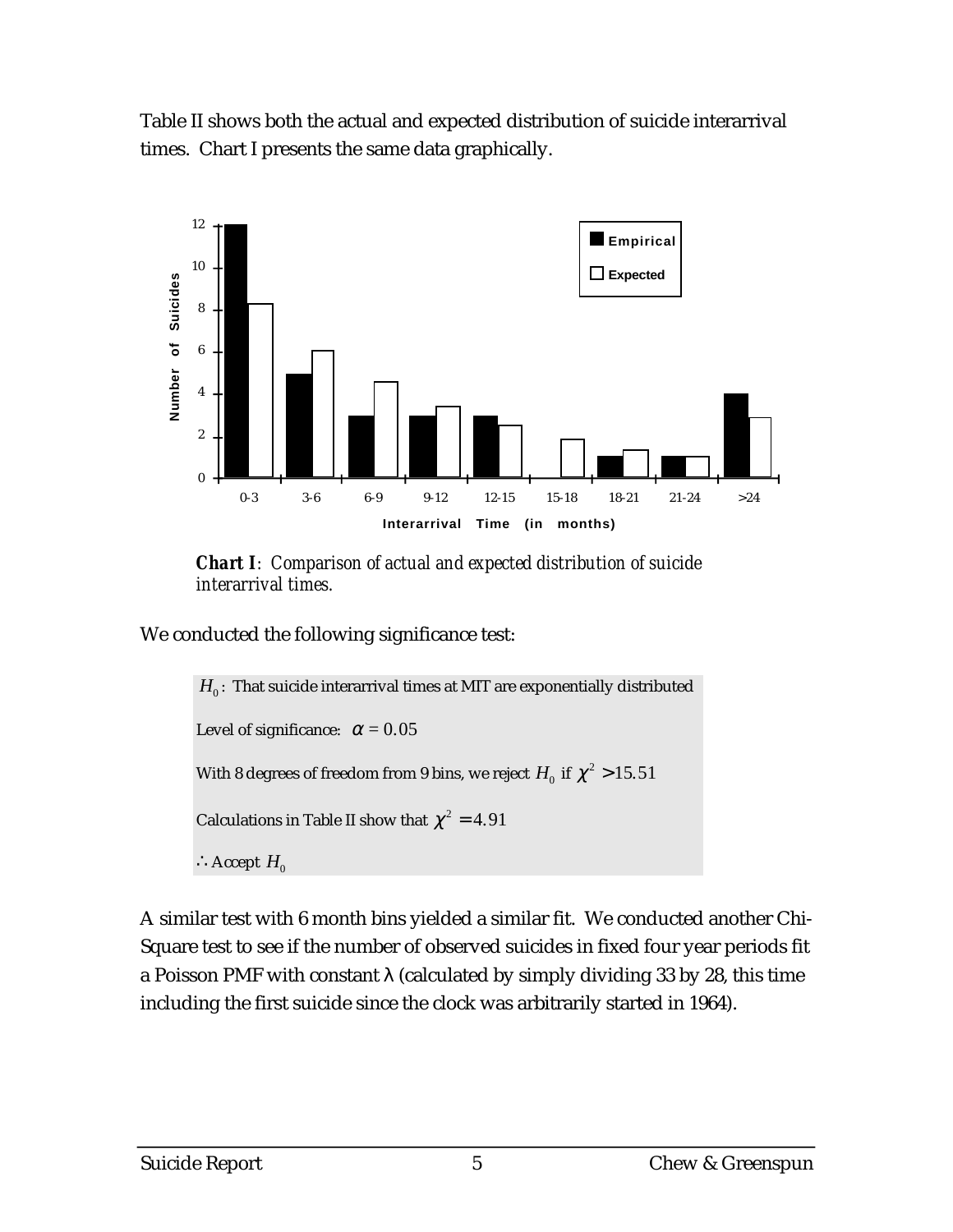Table II shows both the actual and expected distribution of suicide interarrival times. Chart I presents the same data graphically.

***Chart I**: Comparison of actual and expected distribution of suicide interarrival times.*

We conducted the following significance test:

$H_0$: That suicide interarrival times at MIT are exponentially distributed

Level of significance: $\alpha = 0.05$

With 8 degrees of freedom from 9 bins, we reject $H_0$ if $\chi^2 > 15.51$

Calculations in Table II show that $\chi^2 = 4.91$

$\therefore$ Accept $H_0$

A similar test with 6 month bins yielded a similar fit. We conducted another Chi-Square test to see if the number of observed suicides in fixed four year periods fit a Poisson PMF with constant λ (calculated by simply dividing 33 by 28, this time including the first suicide since the clock was arbitrarily started in 1964).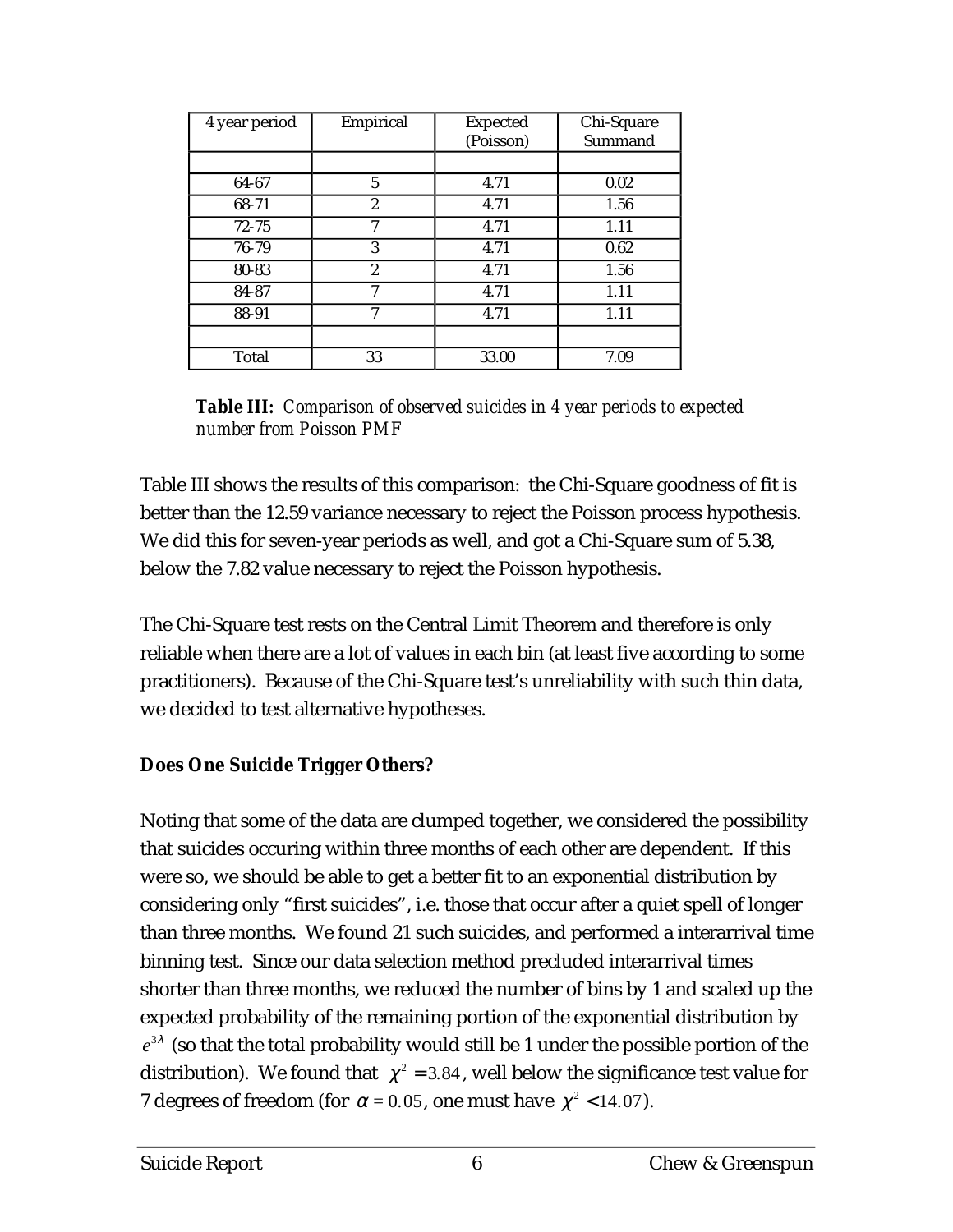| 4 year period | Empirical | Expected (Poisson) | Chi-Square Summand |
|---|---|---|---|
| | | | |
| 64-67 | 5 | 4.71 | 0.02 |
| 68-71 | 2 | 4.71 | 1.56 |
| 72-75 | 7 | 4.71 | 1.11 |
| 76-79 | 3 | 4.71 | 0.62 |
| 80-83 | 2 | 4.71 | 1.56 |
| 84-87 | 7 | 4.71 | 1.11 |
| 88-91 | 7 | 4.71 | 1.11 |
| | | | |
| Total | 33 | 33.00 | 7.09 |

***Table III:*** *Comparison of observed suicides in 4 year periods to expected number from Poisson PMF*

Table III shows the results of this comparison: the Chi-Square goodness of fit is better than the 12.59 variance necessary to reject the Poisson process hypothesis. We did this for seven-year periods as well, and got a Chi-Square sum of 5.38, below the 7.82 value necessary to reject the Poisson hypothesis.

The Chi-Square test rests on the Central Limit Theorem and therefore is only reliable when there are a lot of values in each bin (at least five according to some practitioners). Because of the Chi-Square test's unreliability with such thin data, we decided to test alternative hypotheses.

**Does One Suicide Trigger Others?**

Noting that some of the data are clumped together, we considered the possibility that suicides occuring within three months of each other are dependent. If this were so, we should be able to get a better fit to an exponential distribution by considering only "first suicides", i.e. those that occur after a quiet spell of longer than three months. We found 21 such suicides, and performed a interarrival time binning test. Since our data selection method precluded interarrival times shorter than three months, we reduced the number of bins by 1 and scaled up the expected probability of the remaining portion of the exponential distribution by $e^{3\lambda}$ (so that the total probability would still be 1 under the possible portion of the distribution). We found that $\chi^2 = 3.84$, well below the significance test value for 7 degrees of freedom (for $\alpha = 0.05$, one must have $\chi^2 < 14.07$).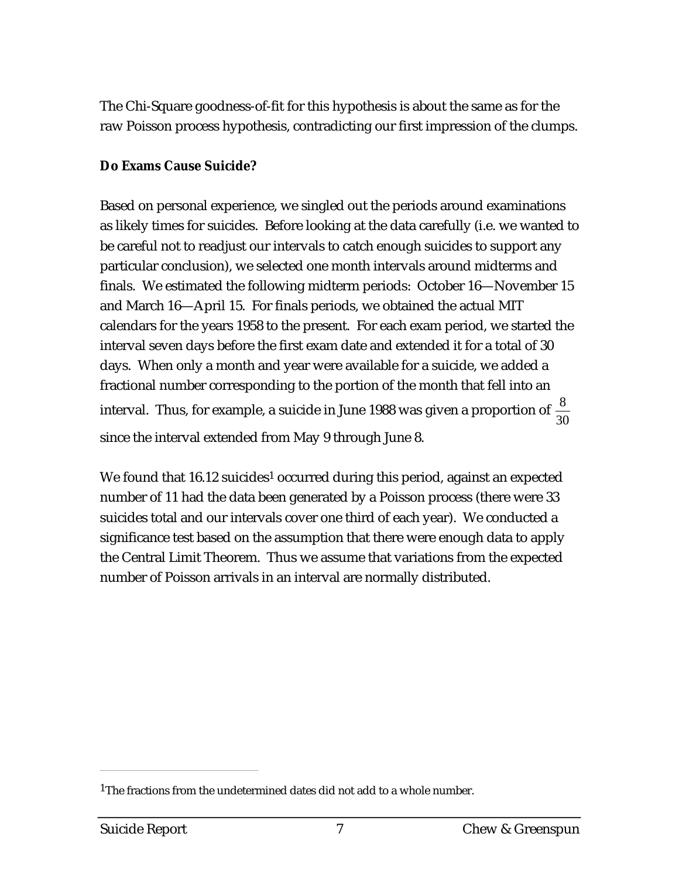The Chi-Square goodness-of-fit for this hypothesis is about the same as for the raw Poisson process hypothesis, contradicting our first impression of the clumps.

**Do Exams Cause Suicide?**

Based on personal experience, we singled out the periods around examinations as likely times for suicides. Before looking at the data carefully (i.e. we wanted to be careful not to readjust our intervals to catch enough suicides to support any particular conclusion), we selected one month intervals around midterms and finals. We estimated the following midterm periods: October 16—November 15 and March 16—April 15. For finals periods, we obtained the actual MIT calendars for the years 1958 to the present. For each exam period, we started the interval seven days before the first exam date and extended it for a total of 30 days. When only a month and year were available for a suicide, we added a fractional number corresponding to the portion of the month that fell into an interval. Thus, for example, a suicide in June 1988 was given a proportion of $\frac{8}{30}$ since the interval extended from May 9 through June 8.

We found that 16.12 suicides[1] occurred during this period, against an expected number of 11 had the data been generated by a Poisson process (there were 33 suicides total and our intervals cover one third of each year). We conducted a significance test based on the assumption that there were enough data to apply the Central Limit Theorem. Thus we assume that variations from the expected number of Poisson arrivals in an interval are normally distributed.

---

[1]The fractions from the undetermined dates did not add to a whole number.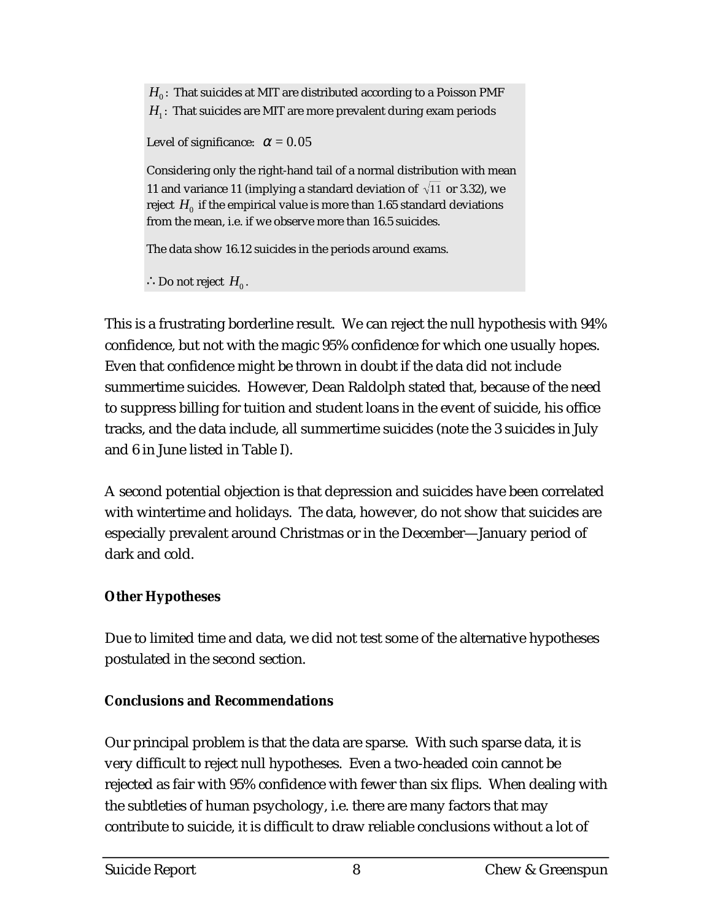$H_0$: That suicides at MIT are distributed according to a Poisson PMF
$H_1$: That suicides are MIT are more prevalent during exam periods

Level of significance: $\alpha = 0.05$

Considering only the right-hand tail of a normal distribution with mean 11 and variance 11 (implying a standard deviation of $\sqrt{11}$ or 3.32), we reject $H_0$ if the empirical value is more than 1.65 standard deviations from the mean, i.e. if we observe more than 16.5 suicides.

The data show 16.12 suicides in the periods around exams.

$\therefore$ Do not reject $H_0$.

This is a frustrating borderline result. We can reject the null hypothesis with 94% confidence, but not with the magic 95% confidence for which one usually hopes. Even that confidence might be thrown in doubt if the data did not include summertime suicides. However, Dean Raldolph stated that, because of the need to suppress billing for tuition and student loans in the event of suicide, his office tracks, and the data include, all summertime suicides (note the 3 suicides in July and 6 in June listed in Table I).

A second potential objection is that depression and suicides have been correlated with wintertime and holidays. The data, however, do not show that suicides are especially prevalent around Christmas or in the December—January period of dark and cold.

**Other Hypotheses**

Due to limited time and data, we did not test some of the alternative hypotheses postulated in the second section.

**Conclusions and Recommendations**

Our principal problem is that the data are sparse. With such sparse data, it is very difficult to reject null hypotheses. Even a two-headed coin cannot be rejected as fair with 95% confidence with fewer than six flips. When dealing with the subtleties of human psychology, i.e. there are many factors that may contribute to suicide, it is difficult to draw reliable conclusions without a lot of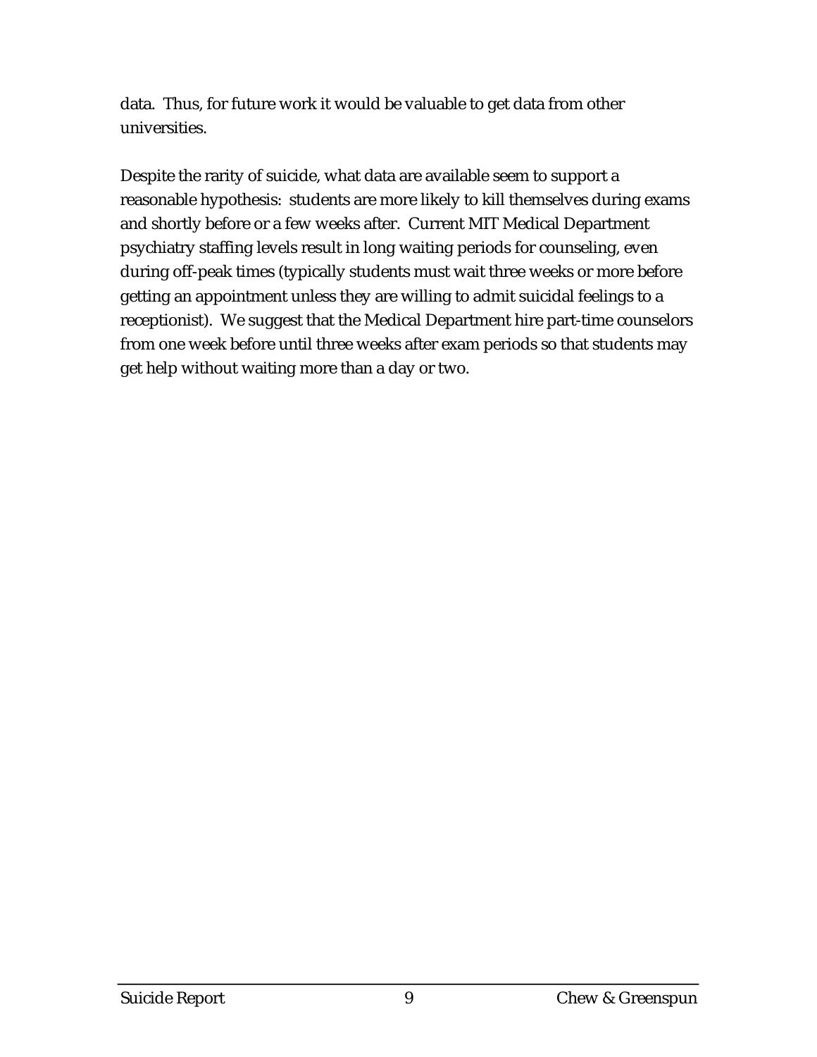data. Thus, for future work it would be valuable to get data from other universities.

Despite the rarity of suicide, what data are available seem to support a reasonable hypothesis: students are more likely to kill themselves during exams and shortly before or a few weeks after. Current MIT Medical Department psychiatry staffing levels result in long waiting periods for counseling, even during off-peak times (typically students must wait three weeks or more before getting an appointment unless they are willing to admit suicidal feelings to a receptionist). We suggest that the Medical Department hire part-time counselors from one week before until three weeks after exam periods so that students may get help without waiting more than a day or two.